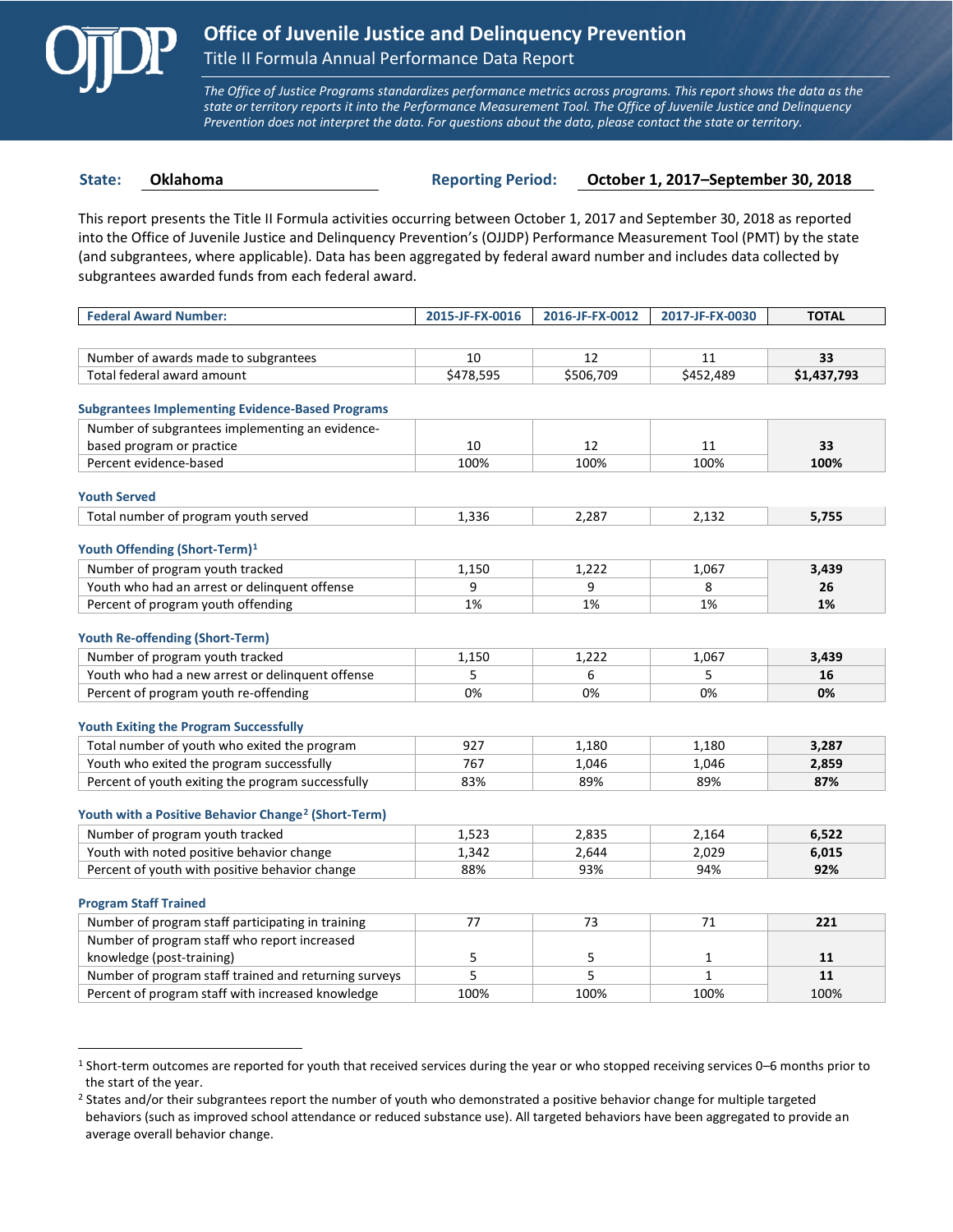# Office of Juvenile Justice and Delinquency Prevention

## Title II Formula Annual Performance Data Report

*The Office of Justice Programs standardizes performance metrics across programs. This report shows the data as the state or territory reports it into the Performance Measurement Tool. The Office of Juvenile Justice and Delinquency Prevention does not interpret the data. For questions about the data, please contact the state or territory.*

**State:** Oklahoma **Reporting Period:** October 1, 2017–September 30, 2018

This report presents the Title II Formula activities occurring between October 1, 2017 and September 30, 2018 as reported into the Office of Juvenile Justice and Delinquency Prevention's (OJJDP) Performance Measurement Tool (PMT) by the state (and subgrantees, where applicable). Data has been aggregated by federal award number and includes data collected by subgrantees awarded funds from each federal award.

| Federal Award Number: | 2015-JF-FX-0016 | 2016-JF-FX-0012 | 2017-JF-FX-0030 | TOTAL |
|---|---|---|---|---|
| Number of awards made to subgrantees | 10 | 12 | 11 | **33** |
| Total federal award amount | $478,595 | $506,709 | $452,489 | **$1,437,793** |
| **Subgrantees Implementing Evidence-Based Programs** | | | | |
| Number of subgrantees implementing an evidence-based program or practice | 10 | 12 | 11 | **33** |
| Percent evidence-based | 100% | 100% | 100% | **100%** |
| **Youth Served** | | | | |
| Total number of program youth served | 1,336 | 2,287 | 2,132 | **5,755** |
| **Youth Offending (Short-Term)[1]** | | | | |
| Number of program youth tracked | 1,150 | 1,222 | 1,067 | **3,439** |
| Youth who had an arrest or delinquent offense | 9 | 9 | 8 | **26** |
| Percent of program youth offending | 1% | 1% | 1% | **1%** |
| **Youth Re-offending (Short-Term)** | | | | |
| Number of program youth tracked | 1,150 | 1,222 | 1,067 | **3,439** |
| Youth who had a new arrest or delinquent offense | 5 | 6 | 5 | **16** |
| Percent of program youth re-offending | 0% | 0% | 0% | **0%** |
| **Youth Exiting the Program Successfully** | | | | |
| Total number of youth who exited the program | 927 | 1,180 | 1,180 | **3,287** |
| Youth who exited the program successfully | 767 | 1,046 | 1,046 | **2,859** |
| Percent of youth exiting the program successfully | 83% | 89% | 89% | **87%** |
| **Youth with a Positive Behavior Change[2] (Short-Term)** | | | | |
| Number of program youth tracked | 1,523 | 2,835 | 2,164 | **6,522** |
| Youth with noted positive behavior change | 1,342 | 2,644 | 2,029 | **6,015** |
| Percent of youth with positive behavior change | 88% | 93% | 94% | **92%** |
| **Program Staff Trained** | | | | |
| Number of program staff participating in training | 77 | 73 | 71 | **221** |
| Number of program staff who report increased knowledge (post-training) | 5 | 5 | 1 | **11** |
| Number of program staff trained and returning surveys | 5 | 5 | 1 | **11** |
| Percent of program staff with increased knowledge | 100% | 100% | 100% | 100% |

[1] Short-term outcomes are reported for youth that received services during the year or who stopped receiving services 0–6 months prior to the start of the year.

[2] States and/or their subgrantees report the number of youth who demonstrated a positive behavior change for multiple targeted behaviors (such as improved school attendance or reduced substance use). All targeted behaviors have been aggregated to provide an average overall behavior change.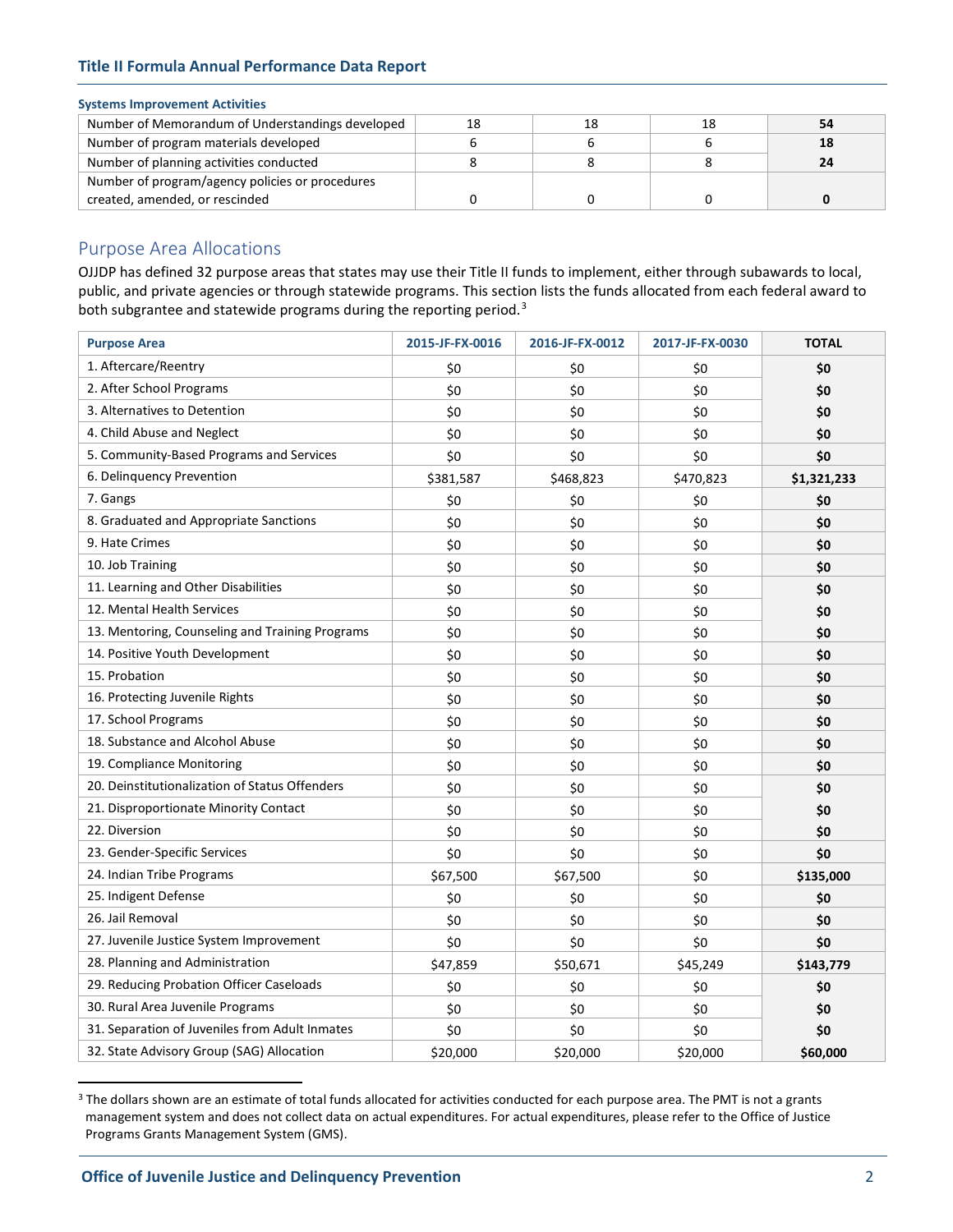**Systems Improvement Activities**

| | | | | |
|---|---|---|---|---|
| Number of Memorandum of Understandings developed | 18 | 18 | 18 | **54** |
| Number of program materials developed | 6 | 6 | 6 | **18** |
| Number of planning activities conducted | 8 | 8 | 8 | **24** |
| Number of program/agency policies or procedures created, amended, or rescinded | 0 | 0 | 0 | **0** |

## Purpose Area Allocations

OJJDP has defined 32 purpose areas that states may use their Title II funds to implement, either through subawards to local, public, and private agencies or through statewide programs. This section lists the funds allocated from each federal award to both subgrantee and statewide programs during the reporting period.[3]

| Purpose Area | 2015-JF-FX-0016 | 2016-JF-FX-0012 | 2017-JF-FX-0030 | TOTAL |
|---|---|---|---|---|
| 1. Aftercare/Reentry | $0 | $0 | $0 | **$0** |
| 2. After School Programs | $0 | $0 | $0 | **$0** |
| 3. Alternatives to Detention | $0 | $0 | $0 | **$0** |
| 4. Child Abuse and Neglect | $0 | $0 | $0 | **$0** |
| 5. Community-Based Programs and Services | $0 | $0 | $0 | **$0** |
| 6. Delinquency Prevention | $381,587 | $468,823 | $470,823 | **$1,321,233** |
| 7. Gangs | $0 | $0 | $0 | **$0** |
| 8. Graduated and Appropriate Sanctions | $0 | $0 | $0 | **$0** |
| 9. Hate Crimes | $0 | $0 | $0 | **$0** |
| 10. Job Training | $0 | $0 | $0 | **$0** |
| 11. Learning and Other Disabilities | $0 | $0 | $0 | **$0** |
| 12. Mental Health Services | $0 | $0 | $0 | **$0** |
| 13. Mentoring, Counseling and Training Programs | $0 | $0 | $0 | **$0** |
| 14. Positive Youth Development | $0 | $0 | $0 | **$0** |
| 15. Probation | $0 | $0 | $0 | **$0** |
| 16. Protecting Juvenile Rights | $0 | $0 | $0 | **$0** |
| 17. School Programs | $0 | $0 | $0 | **$0** |
| 18. Substance and Alcohol Abuse | $0 | $0 | $0 | **$0** |
| 19. Compliance Monitoring | $0 | $0 | $0 | **$0** |
| 20. Deinstitutionalization of Status Offenders | $0 | $0 | $0 | **$0** |
| 21. Disproportionate Minority Contact | $0 | $0 | $0 | **$0** |
| 22. Diversion | $0 | $0 | $0 | **$0** |
| 23. Gender-Specific Services | $0 | $0 | $0 | **$0** |
| 24. Indian Tribe Programs | $67,500 | $67,500 | $0 | **$135,000** |
| 25. Indigent Defense | $0 | $0 | $0 | **$0** |
| 26. Jail Removal | $0 | $0 | $0 | **$0** |
| 27. Juvenile Justice System Improvement | $0 | $0 | $0 | **$0** |
| 28. Planning and Administration | $47,859 | $50,671 | $45,249 | **$143,779** |
| 29. Reducing Probation Officer Caseloads | $0 | $0 | $0 | **$0** |
| 30. Rural Area Juvenile Programs | $0 | $0 | $0 | **$0** |
| 31. Separation of Juveniles from Adult Inmates | $0 | $0 | $0 | **$0** |
| 32. State Advisory Group (SAG) Allocation | $20,000 | $20,000 | $20,000 | **$60,000** |

[3] The dollars shown are an estimate of total funds allocated for activities conducted for each purpose area. The PMT is not a grants management system and does not collect data on actual expenditures. For actual expenditures, please refer to the Office of Justice Programs Grants Management System (GMS).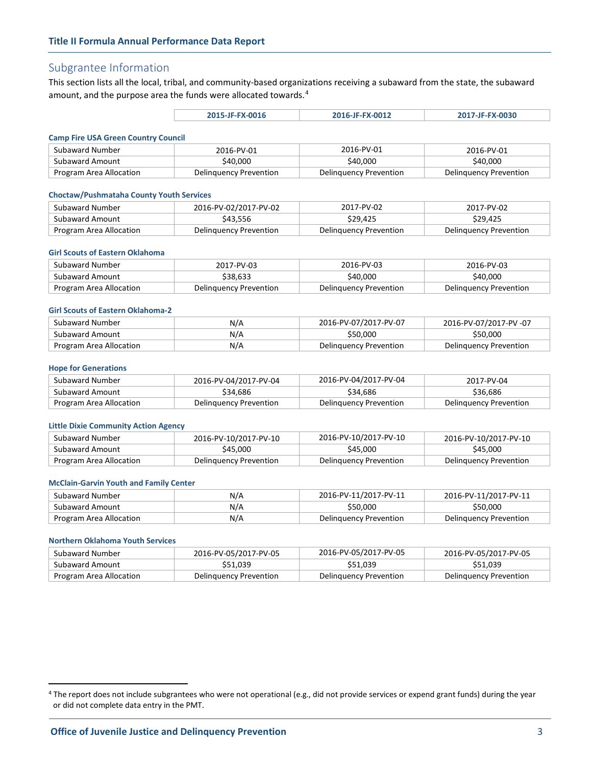## Subgrantee Information

This section lists all the local, tribal, and community-based organizations receiving a subaward from the state, the subaward amount, and the purpose area the funds were allocated towards.[4]

| | 2015-JF-FX-0016 | 2016-JF-FX-0012 | 2017-JF-FX-0030 |
|---|---|---|---|

### Camp Fire USA Green Country Council

| | 2015-JF-FX-0016 | 2016-JF-FX-0012 | 2017-JF-FX-0030 |
|---|---|---|---|
| Subaward Number | 2016-PV-01 | 2016-PV-01 | 2016-PV-01 |
| Subaward Amount | $40,000 | $40,000 | $40,000 |
| Program Area Allocation | Delinquency Prevention | Delinquency Prevention | Delinquency Prevention |

### Choctaw/Pushmataha County Youth Services

| | 2015-JF-FX-0016 | 2016-JF-FX-0012 | 2017-JF-FX-0030 |
|---|---|---|---|
| Subaward Number | 2016-PV-02/2017-PV-02 | 2017-PV-02 | 2017-PV-02 |
| Subaward Amount | $43,556 | $29,425 | $29,425 |
| Program Area Allocation | Delinquency Prevention | Delinquency Prevention | Delinquency Prevention |

### Girl Scouts of Eastern Oklahoma

| | 2015-JF-FX-0016 | 2016-JF-FX-0012 | 2017-JF-FX-0030 |
|---|---|---|---|
| Subaward Number | 2017-PV-03 | 2016-PV-03 | 2016-PV-03 |
| Subaward Amount | $38,633 | $40,000 | $40,000 |
| Program Area Allocation | Delinquency Prevention | Delinquency Prevention | Delinquency Prevention |

### Girl Scouts of Eastern Oklahoma-2

| | 2015-JF-FX-0016 | 2016-JF-FX-0012 | 2017-JF-FX-0030 |
|---|---|---|---|
| Subaward Number | N/A | 2016-PV-07/2017-PV-07 | 2016-PV-07/2017-PV -07 |
| Subaward Amount | N/A | $50,000 | $50,000 |
| Program Area Allocation | N/A | Delinquency Prevention | Delinquency Prevention |

### Hope for Generations

| | 2015-JF-FX-0016 | 2016-JF-FX-0012 | 2017-JF-FX-0030 |
|---|---|---|---|
| Subaward Number | 2016-PV-04/2017-PV-04 | 2016-PV-04/2017-PV-04 | 2017-PV-04 |
| Subaward Amount | $34,686 | $34,686 | $36,686 |
| Program Area Allocation | Delinquency Prevention | Delinquency Prevention | Delinquency Prevention |

### Little Dixie Community Action Agency

| | 2015-JF-FX-0016 | 2016-JF-FX-0012 | 2017-JF-FX-0030 |
|---|---|---|---|
| Subaward Number | 2016-PV-10/2017-PV-10 | 2016-PV-10/2017-PV-10 | 2016-PV-10/2017-PV-10 |
| Subaward Amount | $45,000 | $45,000 | $45,000 |
| Program Area Allocation | Delinquency Prevention | Delinquency Prevention | Delinquency Prevention |

### McClain-Garvin Youth and Family Center

| | 2015-JF-FX-0016 | 2016-JF-FX-0012 | 2017-JF-FX-0030 |
|---|---|---|---|
| Subaward Number | N/A | 2016-PV-11/2017-PV-11 | 2016-PV-11/2017-PV-11 |
| Subaward Amount | N/A | $50,000 | $50,000 |
| Program Area Allocation | N/A | Delinquency Prevention | Delinquency Prevention |

### Northern Oklahoma Youth Services

| | 2015-JF-FX-0016 | 2016-JF-FX-0012 | 2017-JF-FX-0030 |
|---|---|---|---|
| Subaward Number | 2016-PV-05/2017-PV-05 | 2016-PV-05/2017-PV-05 | 2016-PV-05/2017-PV-05 |
| Subaward Amount | $51,039 | $51,039 | $51,039 |
| Program Area Allocation | Delinquency Prevention | Delinquency Prevention | Delinquency Prevention |

[4] The report does not include subgrantees who were not operational (e.g., did not provide services or expend grant funds) during the year or did not complete data entry in the PMT.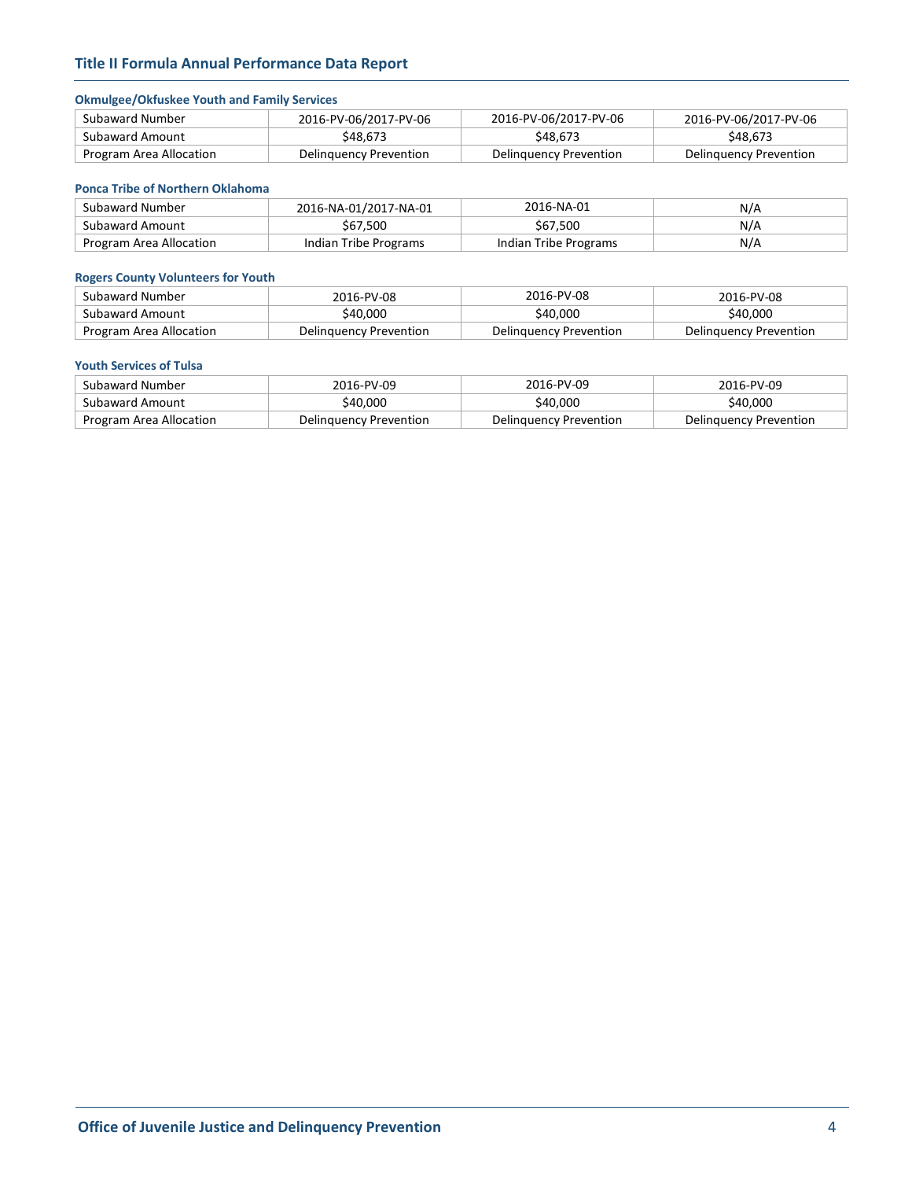#### Okmulgee/Okfuskee Youth and Family Services

| | | | |
|---|---|---|---|
| Subaward Number | 2016-PV-06/2017-PV-06 | 2016-PV-06/2017-PV-06 | 2016-PV-06/2017-PV-06 |
| Subaward Amount | $48,673 | $48,673 | $48,673 |
| Program Area Allocation | Delinquency Prevention | Delinquency Prevention | Delinquency Prevention |

#### Ponca Tribe of Northern Oklahoma

| | | | |
|---|---|---|---|
| Subaward Number | 2016-NA-01/2017-NA-01 | 2016-NA-01 | N/A |
| Subaward Amount | $67,500 | $67,500 | N/A |
| Program Area Allocation | Indian Tribe Programs | Indian Tribe Programs | N/A |

#### Rogers County Volunteers for Youth

| | | | |
|---|---|---|---|
| Subaward Number | 2016-PV-08 | 2016-PV-08 | 2016-PV-08 |
| Subaward Amount | $40,000 | $40,000 | $40,000 |
| Program Area Allocation | Delinquency Prevention | Delinquency Prevention | Delinquency Prevention |

#### Youth Services of Tulsa

| | | | |
|---|---|---|---|
| Subaward Number | 2016-PV-09 | 2016-PV-09 | 2016-PV-09 |
| Subaward Amount | $40,000 | $40,000 | $40,000 |
| Program Area Allocation | Delinquency Prevention | Delinquency Prevention | Delinquency Prevention |